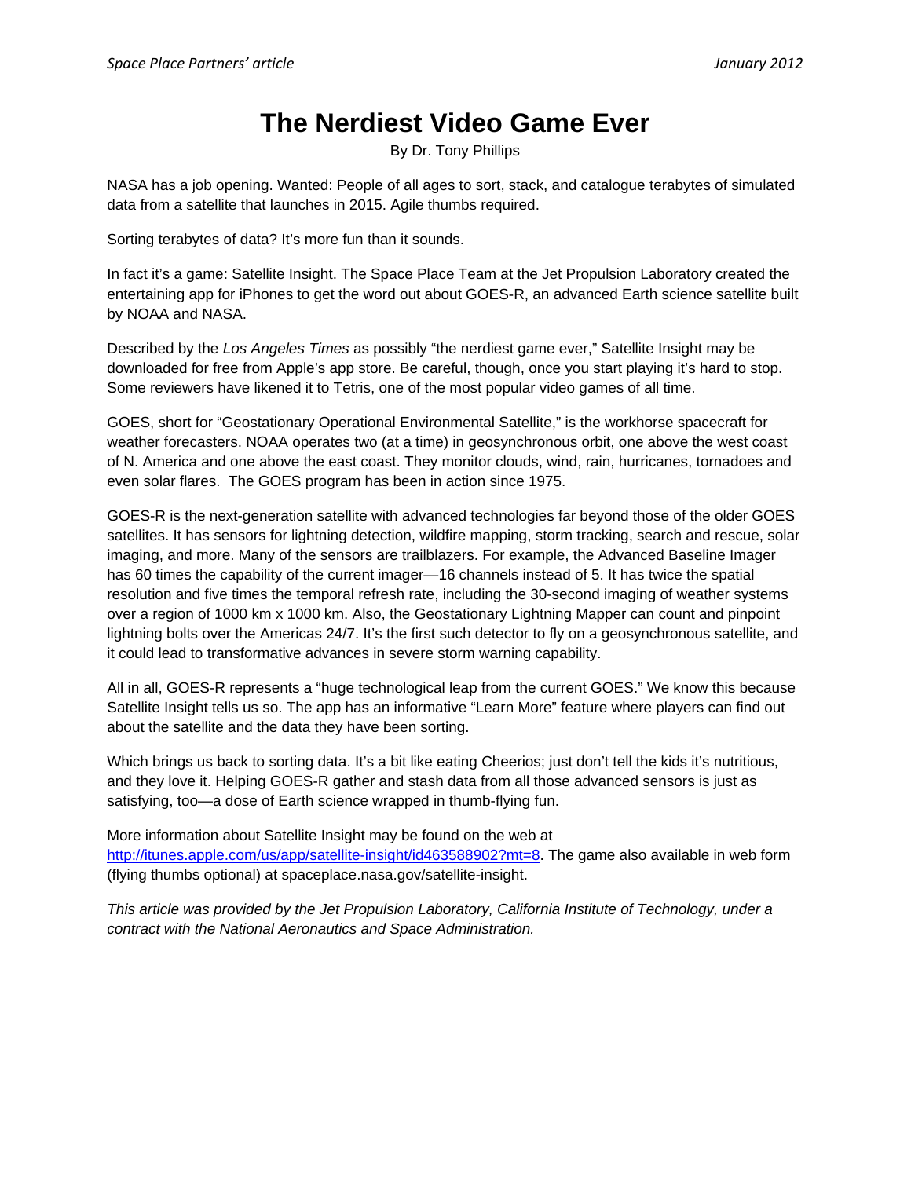# The Nerdiest Video Game Ever

By Dr. Tony Phillips

NASA has a job opening. Wanted: People of all ages to sort, stack, and catalogue terabytes of simulated data from a satellite that launches in 2015. Agile thumbs required.

Sorting terabytes of data? It's more fun than it sounds.

In fact it's a game: Satellite Insight. The Space Place Team at the Jet Propulsion Laboratory created the entertaining app for iPhones to get the word out about GOES-R, an advanced Earth science satellite built by NOAA and NASA.

Described by the *Los Angeles Times* as possibly "the nerdiest game ever," Satellite Insight may be downloaded for free from Apple's app store. Be careful, though, once you start playing it's hard to stop. Some reviewers have likened it to Tetris, one of the most popular video games of all time.

GOES, short for "Geostationary Operational Environmental Satellite," is the workhorse spacecraft for weather forecasters. NOAA operates two (at a time) in geosynchronous orbit, one above the west coast of N. America and one above the east coast. They monitor clouds, wind, rain, hurricanes, tornadoes and even solar flares. The GOES program has been in action since 1975.

GOES-R is the next-generation satellite with advanced technologies far beyond those of the older GOES satellites. It has sensors for lightning detection, wildfire mapping, storm tracking, search and rescue, solar imaging, and more. Many of the sensors are trailblazers. For example, the Advanced Baseline Imager has 60 times the capability of the current imager—16 channels instead of 5. It has twice the spatial resolution and five times the temporal refresh rate, including the 30-second imaging of weather systems over a region of 1000 km x 1000 km. Also, the Geostationary Lightning Mapper can count and pinpoint lightning bolts over the Americas 24/7. It's the first such detector to fly on a geosynchronous satellite, and it could lead to transformative advances in severe storm warning capability.

All in all, GOES-R represents a "huge technological leap from the current GOES." We know this because Satellite Insight tells us so. The app has an informative "Learn More" feature where players can find out about the satellite and the data they have been sorting.

Which brings us back to sorting data. It's a bit like eating Cheerios; just don't tell the kids it's nutritious, and they love it. Helping GOES-R gather and stash data from all those advanced sensors is just as satisfying, too—a dose of Earth science wrapped in thumb-flying fun.

More information about Satellite Insight may be found on the web at [http://itunes.apple.com/us/app/satellite-insight/id463588902?mt=8](http://itunes.apple.com/us/app/satellite-insight/id463588902?mt=8). The game also available in web form (flying thumbs optional) at spaceplace.nasa.gov/satellite-insight.

*This article was provided by the Jet Propulsion Laboratory, California Institute of Technology, under a contract with the National Aeronautics and Space Administration.*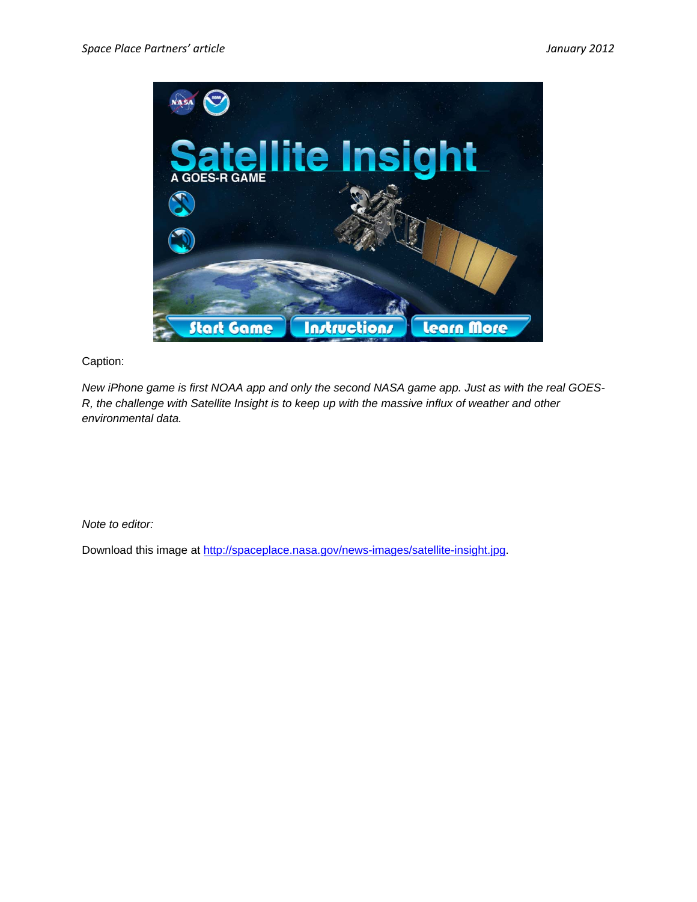Caption:

*New iPhone game is first NOAA app and only the second NASA game app. Just as with the real GOES-R, the challenge with Satellite Insight is to keep up with the massive influx of weather and other environmental data.*

*Note to editor:*

Download this image at http://spaceplace.nasa.gov/news-images/satellite-insight.jpg.